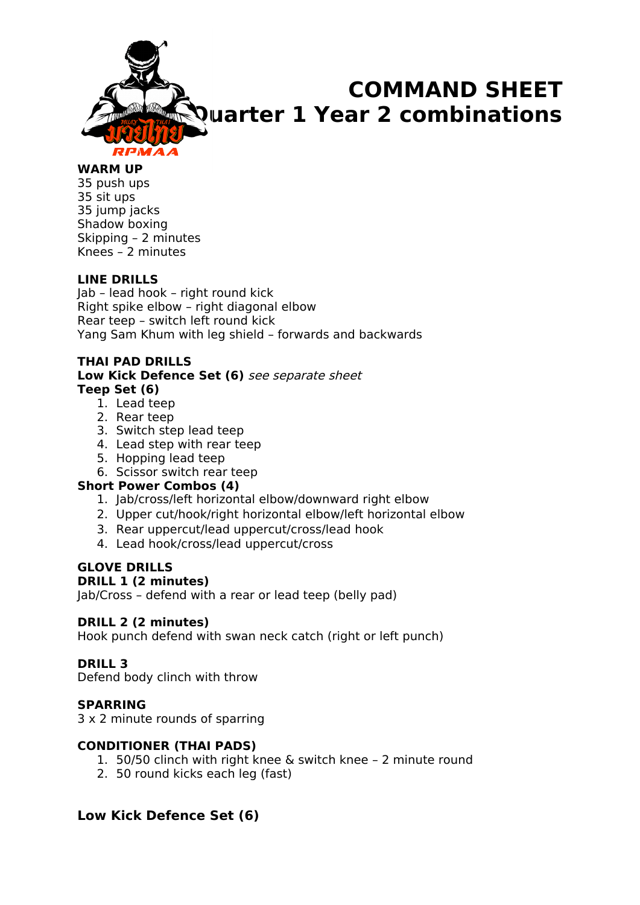# COMMAND SHEET
# Quarter 1 Year 2 combinations

**WARM UP**
35 push ups
35 sit ups
35 jump jacks
Shadow boxing
Skipping – 2 minutes
Knees – 2 minutes

**LINE DRILLS**
Jab – lead hook – right round kick
Right spike elbow – right diagonal elbow
Rear teep – switch left round kick
Yang Sam Khum with leg shield – forwards and backwards

**THAI PAD DRILLS**
**Low Kick Defence Set (6)** *see separate sheet*
**Teep Set (6)**
1. Lead teep
2. Rear teep
3. Switch step lead teep
4. Lead step with rear teep
5. Hopping lead teep
6. Scissor switch rear teep

**Short Power Combos (4)**
1. Jab/cross/left horizontal elbow/downward right elbow
2. Upper cut/hook/right horizontal elbow/left horizontal elbow
3. Rear uppercut/lead uppercut/cross/lead hook
4. Lead hook/cross/lead uppercut/cross

**GLOVE DRILLS**
**DRILL 1 (2 minutes)**
Jab/Cross – defend with a rear or lead teep (belly pad)

**DRILL 2 (2 minutes)**
Hook punch defend with swan neck catch (right or left punch)

**DRILL 3**
Defend body clinch with throw

**SPARRING**
3 x 2 minute rounds of sparring

**CONDITIONER (THAI PADS)**
1. 50/50 clinch with right knee & switch knee – 2 minute round
2. 50 round kicks each leg (fast)

## Low Kick Defence Set (6)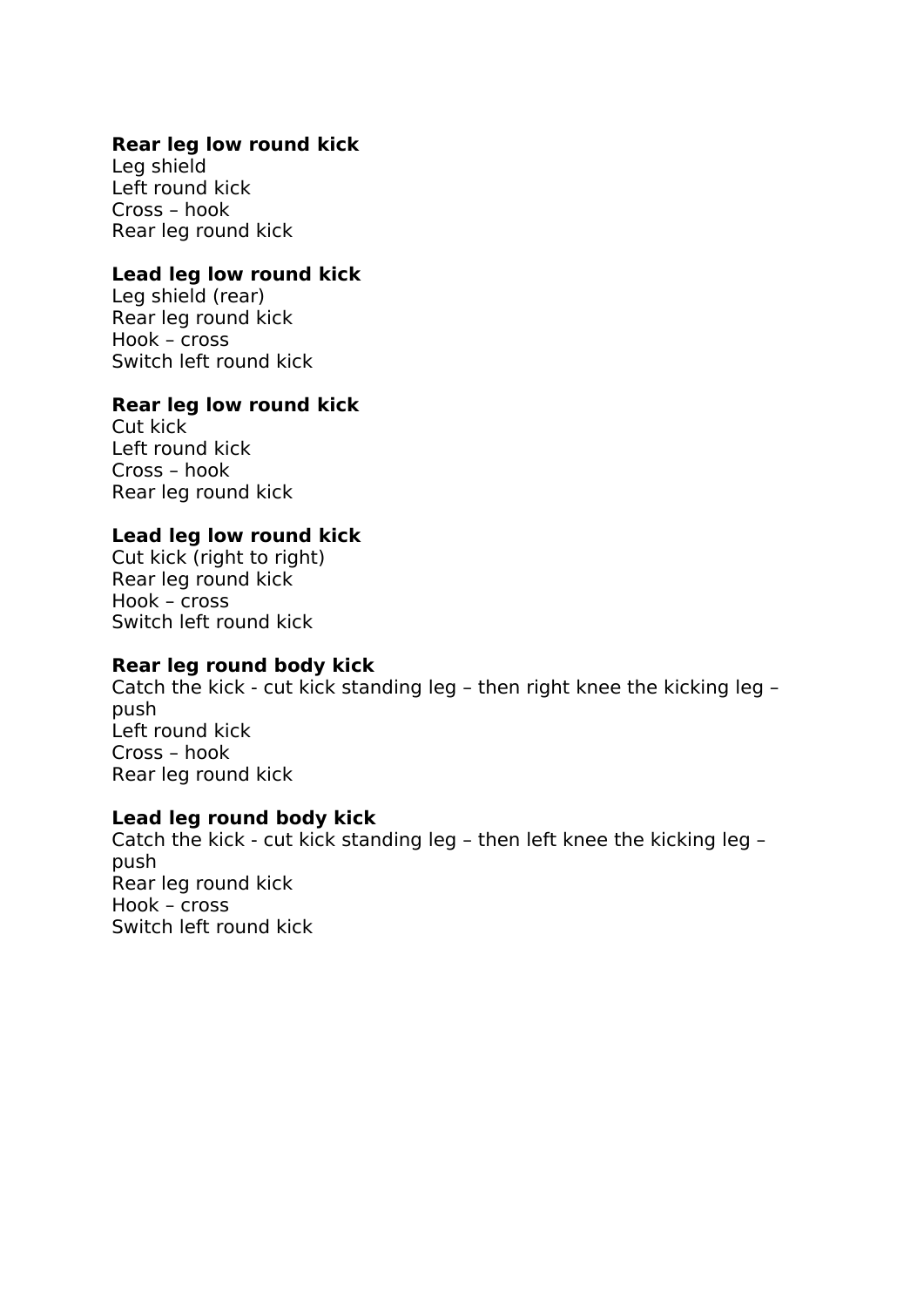**Rear leg low round kick**
Leg shield
Left round kick
Cross – hook
Rear leg round kick

**Lead leg low round kick**
Leg shield (rear)
Rear leg round kick
Hook – cross
Switch left round kick

**Rear leg low round kick**
Cut kick
Left round kick
Cross – hook
Rear leg round kick

**Lead leg low round kick**
Cut kick (right to right)
Rear leg round kick
Hook – cross
Switch left round kick

**Rear leg round body kick**
Catch the kick - cut kick standing leg – then right knee the kicking leg – push
Left round kick
Cross – hook
Rear leg round kick

**Lead leg round body kick**
Catch the kick - cut kick standing leg – then left knee the kicking leg – push
Rear leg round kick
Hook – cross
Switch left round kick